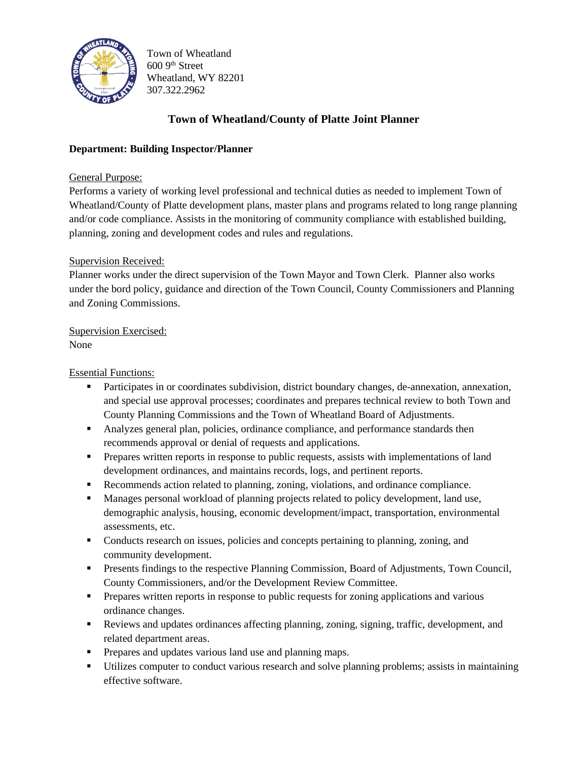Town of Wheatland
600 9th Street
Wheatland, WY 82201
307.322.2962

## Town of Wheatland/County of Platte Joint Planner

**Department: Building Inspector/Planner**

General Purpose:

Performs a variety of working level professional and technical duties as needed to implement Town of Wheatland/County of Platte development plans, master plans and programs related to long range planning and/or code compliance. Assists in the monitoring of community compliance with established building, planning, zoning and development codes and rules and regulations.

Supervision Received:

Planner works under the direct supervision of the Town Mayor and Town Clerk. Planner also works under the bord policy, guidance and direction of the Town Council, County Commissioners and Planning and Zoning Commissions.

Supervision Exercised:

None

Essential Functions:

- Participates in or coordinates subdivision, district boundary changes, de-annexation, annexation, and special use approval processes; coordinates and prepares technical review to both Town and County Planning Commissions and the Town of Wheatland Board of Adjustments.
- Analyzes general plan, policies, ordinance compliance, and performance standards then recommends approval or denial of requests and applications.
- Prepares written reports in response to public requests, assists with implementations of land development ordinances, and maintains records, logs, and pertinent reports.
- Recommends action related to planning, zoning, violations, and ordinance compliance.
- Manages personal workload of planning projects related to policy development, land use, demographic analysis, housing, economic development/impact, transportation, environmental assessments, etc.
- Conducts research on issues, policies and concepts pertaining to planning, zoning, and community development.
- Presents findings to the respective Planning Commission, Board of Adjustments, Town Council, County Commissioners, and/or the Development Review Committee.
- Prepares written reports in response to public requests for zoning applications and various ordinance changes.
- Reviews and updates ordinances affecting planning, zoning, signing, traffic, development, and related department areas.
- Prepares and updates various land use and planning maps.
- Utilizes computer to conduct various research and solve planning problems; assists in maintaining effective software.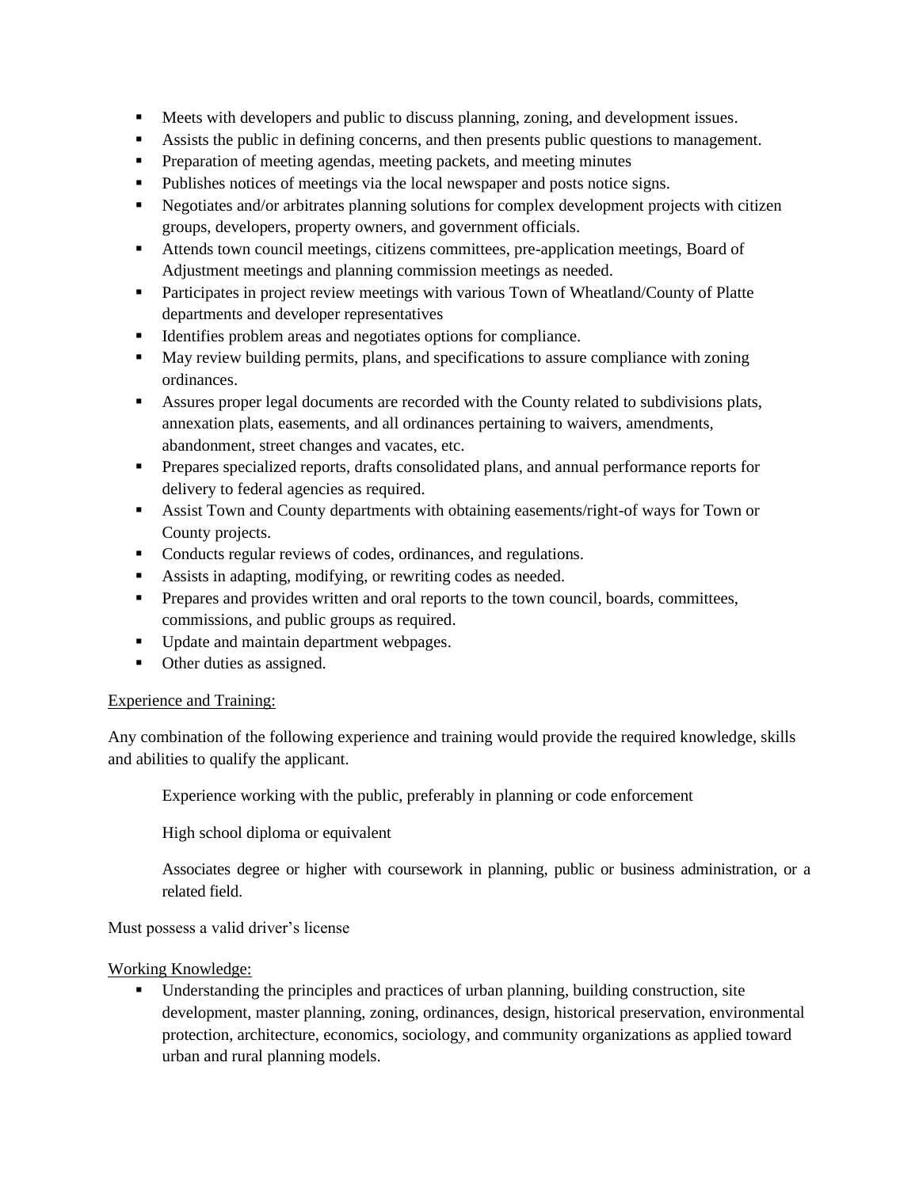- Meets with developers and public to discuss planning, zoning, and development issues.
- Assists the public in defining concerns, and then presents public questions to management.
- Preparation of meeting agendas, meeting packets, and meeting minutes
- Publishes notices of meetings via the local newspaper and posts notice signs.
- Negotiates and/or arbitrates planning solutions for complex development projects with citizen groups, developers, property owners, and government officials.
- Attends town council meetings, citizens committees, pre-application meetings, Board of Adjustment meetings and planning commission meetings as needed.
- Participates in project review meetings with various Town of Wheatland/County of Platte departments and developer representatives
- Identifies problem areas and negotiates options for compliance.
- May review building permits, plans, and specifications to assure compliance with zoning ordinances.
- Assures proper legal documents are recorded with the County related to subdivisions plats, annexation plats, easements, and all ordinances pertaining to waivers, amendments, abandonment, street changes and vacates, etc.
- Prepares specialized reports, drafts consolidated plans, and annual performance reports for delivery to federal agencies as required.
- Assist Town and County departments with obtaining easements/right-of ways for Town or County projects.
- Conducts regular reviews of codes, ordinances, and regulations.
- Assists in adapting, modifying, or rewriting codes as needed.
- Prepares and provides written and oral reports to the town council, boards, committees, commissions, and public groups as required.
- Update and maintain department webpages.
- Other duties as assigned.

<u>Experience and Training:</u>

Any combination of the following experience and training would provide the required knowledge, skills and abilities to qualify the applicant.

> Experience working with the public, preferably in planning or code enforcement
>
> High school diploma or equivalent
>
> Associates degree or higher with coursework in planning, public or business administration, or a related field.

Must possess a valid driver's license

<u>Working Knowledge:</u>

- Understanding the principles and practices of urban planning, building construction, site development, master planning, zoning, ordinances, design, historical preservation, environmental protection, architecture, economics, sociology, and community organizations as applied toward urban and rural planning models.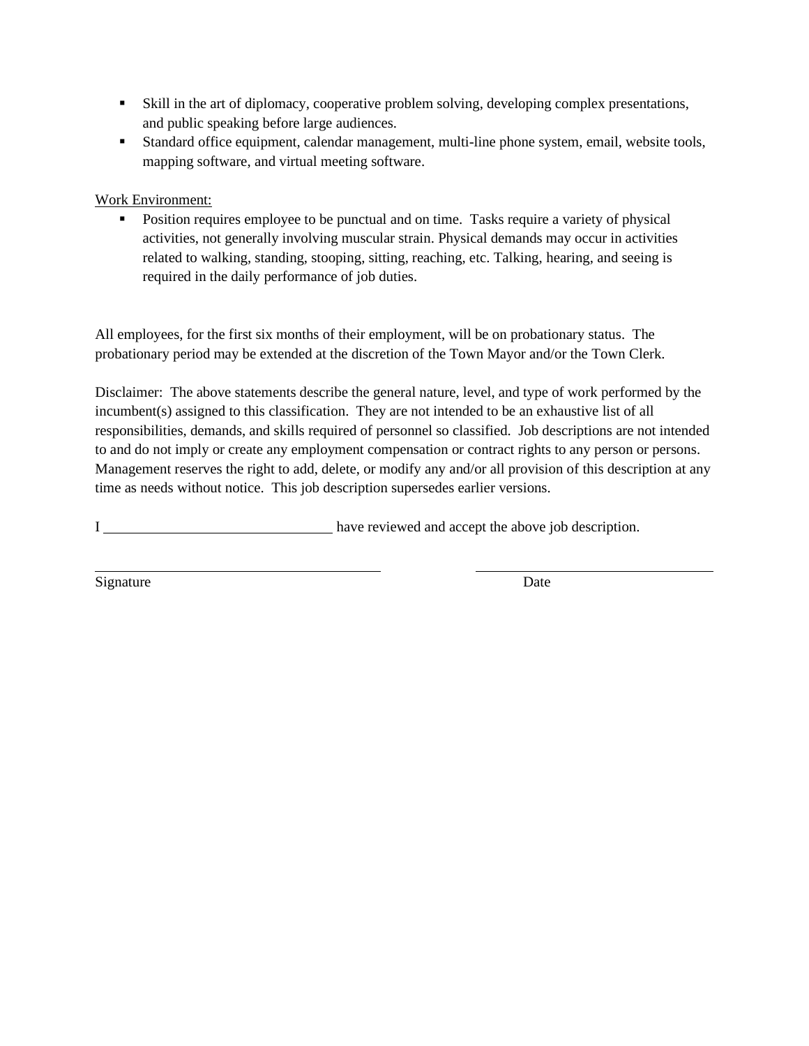- Skill in the art of diplomacy, cooperative problem solving, developing complex presentations, and public speaking before large audiences.
- Standard office equipment, calendar management, multi-line phone system, email, website tools, mapping software, and virtual meeting software.

<u>Work Environment:</u>

- Position requires employee to be punctual and on time. Tasks require a variety of physical activities, not generally involving muscular strain. Physical demands may occur in activities related to walking, standing, stooping, sitting, reaching, etc. Talking, hearing, and seeing is required in the daily performance of job duties.

All employees, for the first six months of their employment, will be on probationary status. The probationary period may be extended at the discretion of the Town Mayor and/or the Town Clerk.

Disclaimer: The above statements describe the general nature, level, and type of work performed by the incumbent(s) assigned to this classification. They are not intended to be an exhaustive list of all responsibilities, demands, and skills required of personnel so classified. Job descriptions are not intended to and do not imply or create any employment compensation or contract rights to any person or persons. Management reserves the right to add, delete, or modify any and/or all provision of this description at any time as needs without notice. This job description supersedes earlier versions.

I ______________________________ have reviewed and accept the above job description.

______________________________________ ______________________________

Signature Date